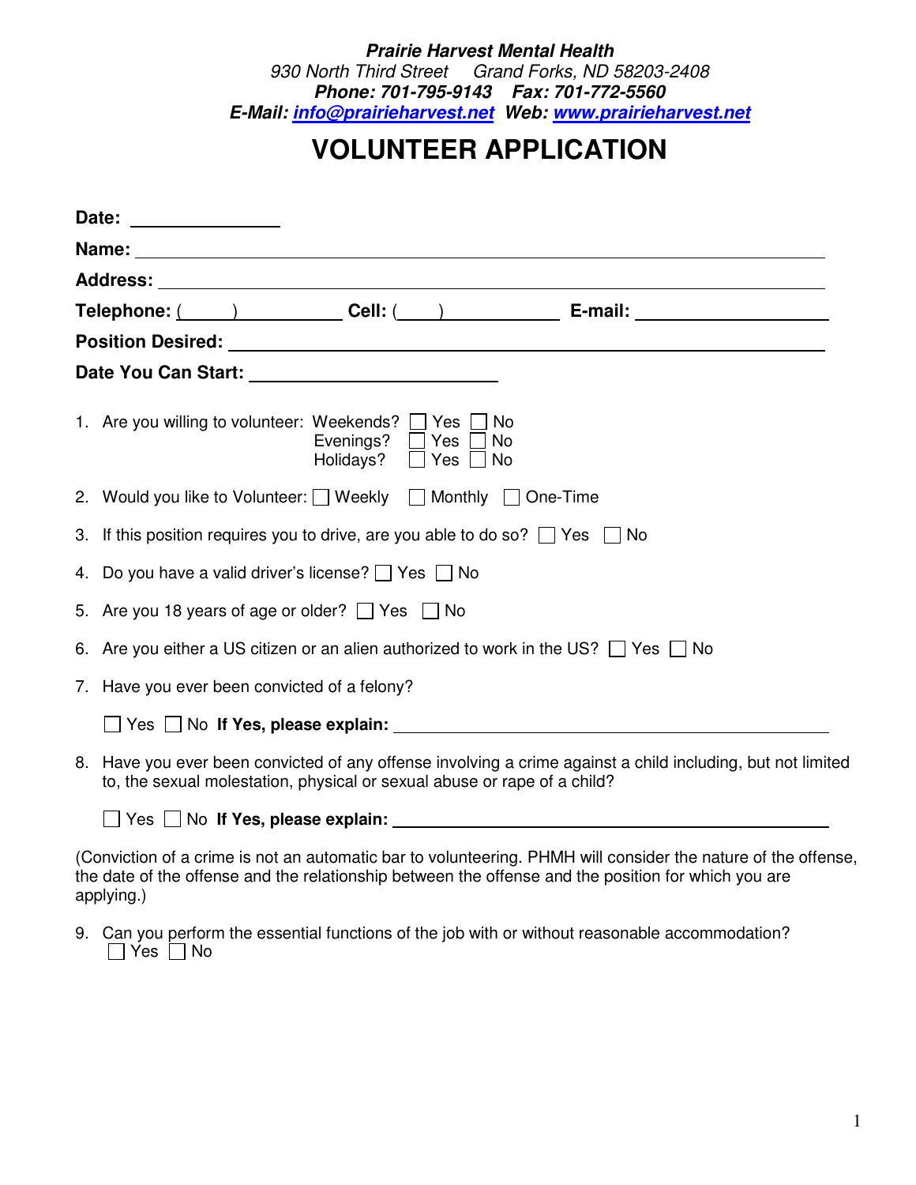***Prairie Harvest Mental Health***
*930 North Third Street Grand Forks, ND 58203-2408*
***Phone: 701-795-9143 Fax: 701-772-5560***
***E-Mail: info@prairieharvest.net Web: www.prairieharvest.net***

# VOLUNTEER APPLICATION

**Date:** ________________

**Name:** ____________________________________________________________

**Address:** __________________________________________________________

**Telephone:** (_____) ___________ **Cell:** (____) ___________ **E-mail:** ____________________

**Position Desired:** ____________________________________________________

**Date You Can Start:** ________________________

1. Are you willing to volunteer: Weekends? ☐ Yes ☐ No
   Evenings? ☐ Yes ☐ No
   Holidays? ☐ Yes ☐ No

2. Would you like to Volunteer: ☐ Weekly ☐ Monthly ☐ One-Time

3. If this position requires you to drive, are you able to do so? ☐ Yes ☐ No

4. Do you have a valid driver's license? ☐ Yes ☐ No

5. Are you 18 years of age or older? ☐ Yes ☐ No

6. Are you either a US citizen or an alien authorized to work in the US? ☐ Yes ☐ No

7. Have you ever been convicted of a felony?

   ☐ Yes ☐ No **If Yes, please explain:** ______________________________________

8. Have you ever been convicted of any offense involving a crime against a child including, but not limited to, the sexual molestation, physical or sexual abuse or rape of a child?

   ☐ Yes ☐ No **If Yes, please explain:** ______________________________________

(Conviction of a crime is not an automatic bar to volunteering. PHMH will consider the nature of the offense, the date of the offense and the relationship between the offense and the position for which you are applying.)

9. Can you perform the essential functions of the job with or without reasonable accommodation?
   ☐ Yes ☐ No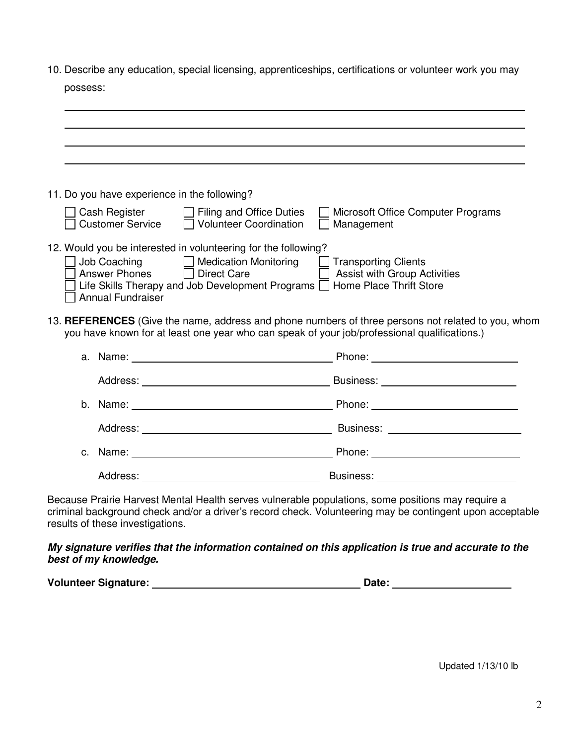10. Describe any education, special licensing, apprenticeships, certifications or volunteer work you may possess:

\_\_\_\_\_\_\_\_\_\_\_\_\_\_\_\_\_\_\_\_\_\_\_\_\_\_\_\_\_\_\_\_\_\_\_\_\_\_\_\_\_\_\_\_\_\_\_\_\_\_\_\_\_\_\_\_\_\_\_\_\_\_\_\_

\_\_\_\_\_\_\_\_\_\_\_\_\_\_\_\_\_\_\_\_\_\_\_\_\_\_\_\_\_\_\_\_\_\_\_\_\_\_\_\_\_\_\_\_\_\_\_\_\_\_\_\_\_\_\_\_\_\_\_\_\_\_\_\_

\_\_\_\_\_\_\_\_\_\_\_\_\_\_\_\_\_\_\_\_\_\_\_\_\_\_\_\_\_\_\_\_\_\_\_\_\_\_\_\_\_\_\_\_\_\_\_\_\_\_\_\_\_\_\_\_\_\_\_\_\_\_\_\_

\_\_\_\_\_\_\_\_\_\_\_\_\_\_\_\_\_\_\_\_\_\_\_\_\_\_\_\_\_\_\_\_\_\_\_\_\_\_\_\_\_\_\_\_\_\_\_\_\_\_\_\_\_\_\_\_\_\_\_\_\_\_\_\_

11. Do you have experience in the following?

☐ Cash Register ☐ Filing and Office Duties ☐ Microsoft Office Computer Programs
☐ Customer Service ☐ Volunteer Coordination ☐ Management

12. Would you be interested in volunteering for the following?

☐ Job Coaching ☐ Medication Monitoring ☐ Transporting Clients
☐ Answer Phones ☐ Direct Care ☐ Assist with Group Activities
☐ Life Skills Therapy and Job Development Programs ☐ Home Place Thrift Store
☐ Annual Fundraiser

13. **REFERENCES** (Give the name, address and phone numbers of three persons not related to you, whom you have known for at least one year who can speak of your job/professional qualifications.)

a. Name: \_\_\_\_\_\_\_\_\_\_\_\_\_\_\_\_\_\_\_\_\_\_\_\_\_\_\_\_ Phone: \_\_\_\_\_\_\_\_\_\_\_\_\_\_\_\_\_\_\_\_

   Address: \_\_\_\_\_\_\_\_\_\_\_\_\_\_\_\_\_\_\_\_\_\_\_\_\_\_ Business: \_\_\_\_\_\_\_\_\_\_\_\_\_\_\_\_\_\_

b. Name: \_\_\_\_\_\_\_\_\_\_\_\_\_\_\_\_\_\_\_\_\_\_\_\_\_\_\_\_ Phone: \_\_\_\_\_\_\_\_\_\_\_\_\_\_\_\_\_\_\_\_

   Address: \_\_\_\_\_\_\_\_\_\_\_\_\_\_\_\_\_\_\_\_\_\_\_\_\_\_ Business: \_\_\_\_\_\_\_\_\_\_\_\_\_\_\_\_\_\_

c. Name: \_\_\_\_\_\_\_\_\_\_\_\_\_\_\_\_\_\_\_\_\_\_\_\_\_\_\_\_ Phone: \_\_\_\_\_\_\_\_\_\_\_\_\_\_\_\_\_\_\_\_

   Address: \_\_\_\_\_\_\_\_\_\_\_\_\_\_\_\_\_\_\_\_\_\_\_\_\_\_ Business: \_\_\_\_\_\_\_\_\_\_\_\_\_\_\_\_\_\_

Because Prairie Harvest Mental Health serves vulnerable populations, some positions may require a criminal background check and/or a driver's record check. Volunteering may be contingent upon acceptable results of these investigations.

***My signature verifies that the information contained on this application is true and accurate to the best of my knowledge.***

**Volunteer Signature:** \_\_\_\_\_\_\_\_\_\_\_\_\_\_\_\_\_\_\_\_\_\_\_\_\_\_\_\_ **Date:** \_\_\_\_\_\_\_\_\_\_\_\_\_\_\_\_

Updated 1/13/10 lb